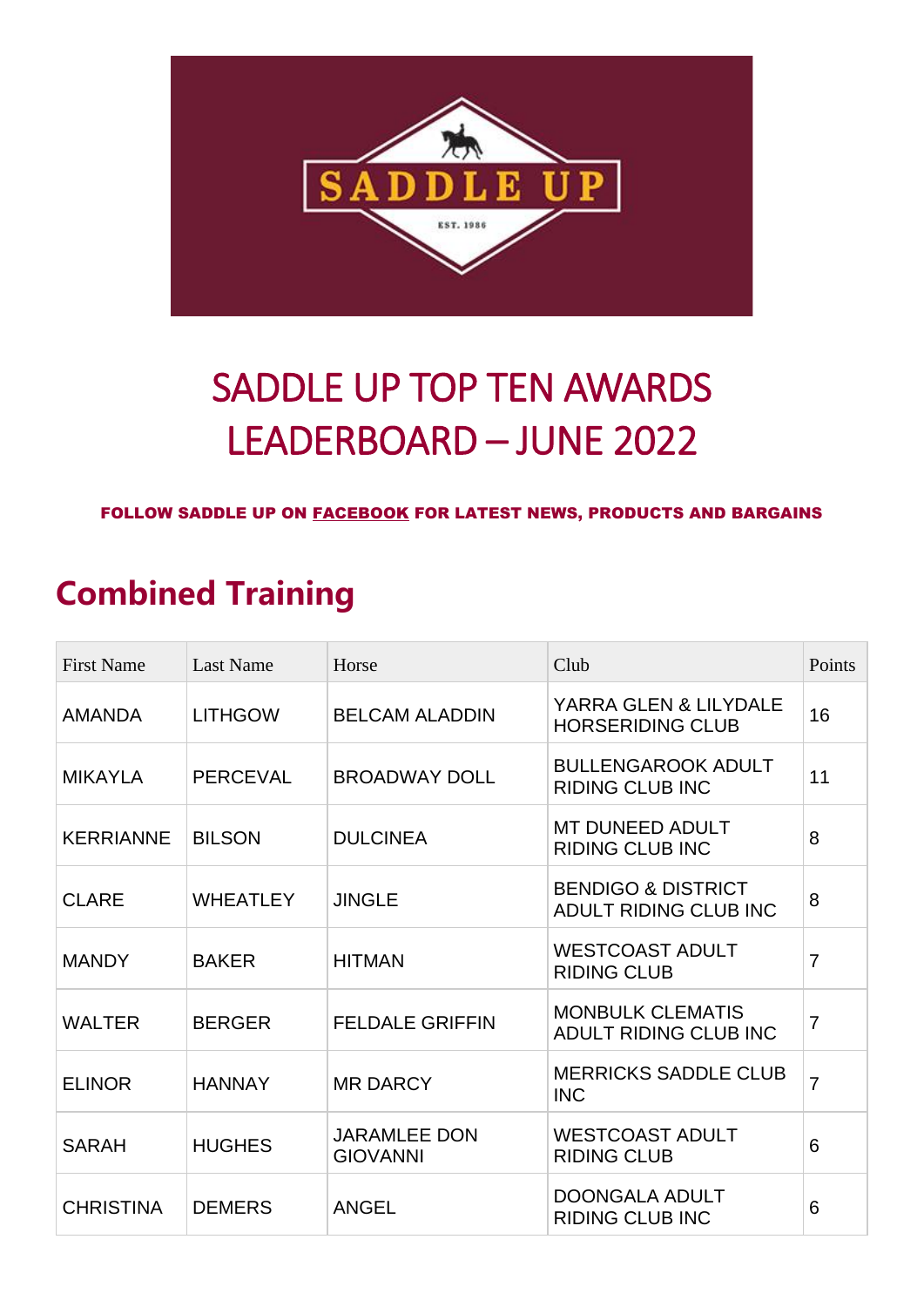# SADDLE UP TOP TEN AWARDS LEADERBOARD – JUNE 2022

**FOLLOW SADDLE UP ON FACEBOOK FOR LATEST NEWS, PRODUCTS AND BARGAINS**

## Combined Training

| First Name | Last Name | Horse | Club | Points |
|---|---|---|---|---|
| AMANDA | LITHGOW | BELCAM ALADDIN | YARRA GLEN & LILYDALE HORSERIDING CLUB | 16 |
| MIKAYLA | PERCEVAL | BROADWAY DOLL | BULLENGAROOK ADULT RIDING CLUB INC | 11 |
| KERRIANNE | BILSON | DULCINEA | MT DUNEED ADULT RIDING CLUB INC | 8 |
| CLARE | WHEATLEY | JINGLE | BENDIGO & DISTRICT ADULT RIDING CLUB INC | 8 |
| MANDY | BAKER | HITMAN | WESTCOAST ADULT RIDING CLUB | 7 |
| WALTER | BERGER | FELDALE GRIFFIN | MONBULK CLEMATIS ADULT RIDING CLUB INC | 7 |
| ELINOR | HANNAY | MR DARCY | MERRICKS SADDLE CLUB INC | 7 |
| SARAH | HUGHES | JARAMLEE DON GIOVANNI | WESTCOAST ADULT RIDING CLUB | 6 |
| CHRISTINA | DEMERS | ANGEL | DOONGALA ADULT RIDING CLUB INC | 6 |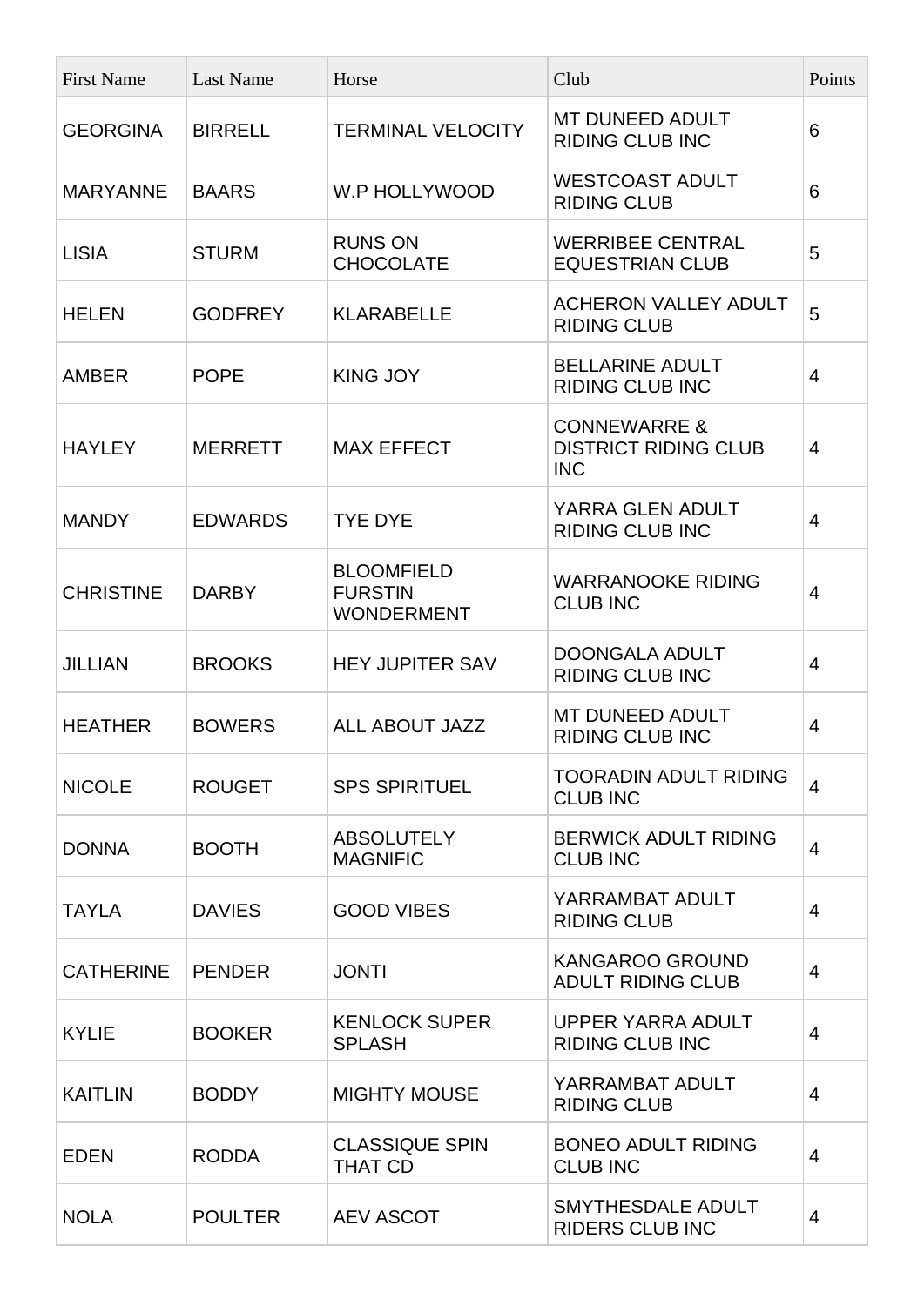| First Name | Last Name | Horse | Club | Points |
| --- | --- | --- | --- | --- |
| GEORGINA | BIRRELL | TERMINAL VELOCITY | MT DUNEED ADULT RIDING CLUB INC | 6 |
| MARYANNE | BAARS | W.P HOLLYWOOD | WESTCOAST ADULT RIDING CLUB | 6 |
| LISIA | STURM | RUNS ON CHOCOLATE | WERRIBEE CENTRAL EQUESTRIAN CLUB | 5 |
| HELEN | GODFREY | KLARABELLE | ACHERON VALLEY ADULT RIDING CLUB | 5 |
| AMBER | POPE | KING JOY | BELLARINE ADULT RIDING CLUB INC | 4 |
| HAYLEY | MERRETT | MAX EFFECT | CONNEWARRE & DISTRICT RIDING CLUB INC | 4 |
| MANDY | EDWARDS | TYE DYE | YARRA GLEN ADULT RIDING CLUB INC | 4 |
| CHRISTINE | DARBY | BLOOMFIELD FURSTIN WONDERMENT | WARRANOOKE RIDING CLUB INC | 4 |
| JILLIAN | BROOKS | HEY JUPITER SAV | DOONGALA ADULT RIDING CLUB INC | 4 |
| HEATHER | BOWERS | ALL ABOUT JAZZ | MT DUNEED ADULT RIDING CLUB INC | 4 |
| NICOLE | ROUGET | SPS SPIRITUEL | TOORADIN ADULT RIDING CLUB INC | 4 |
| DONNA | BOOTH | ABSOLUTELY MAGNIFIC | BERWICK ADULT RIDING CLUB INC | 4 |
| TAYLA | DAVIES | GOOD VIBES | YARRAMBAT ADULT RIDING CLUB | 4 |
| CATHERINE | PENDER | JONTI | KANGAROO GROUND ADULT RIDING CLUB | 4 |
| KYLIE | BOOKER | KENLOCK SUPER SPLASH | UPPER YARRA ADULT RIDING CLUB INC | 4 |
| KAITLIN | BODDY | MIGHTY MOUSE | YARRAMBAT ADULT RIDING CLUB | 4 |
| EDEN | RODDA | CLASSIQUE SPIN THAT CD | BONEO ADULT RIDING CLUB INC | 4 |
| NOLA | POULTER | AEV ASCOT | SMYTHESDALE ADULT RIDERS CLUB INC | 4 |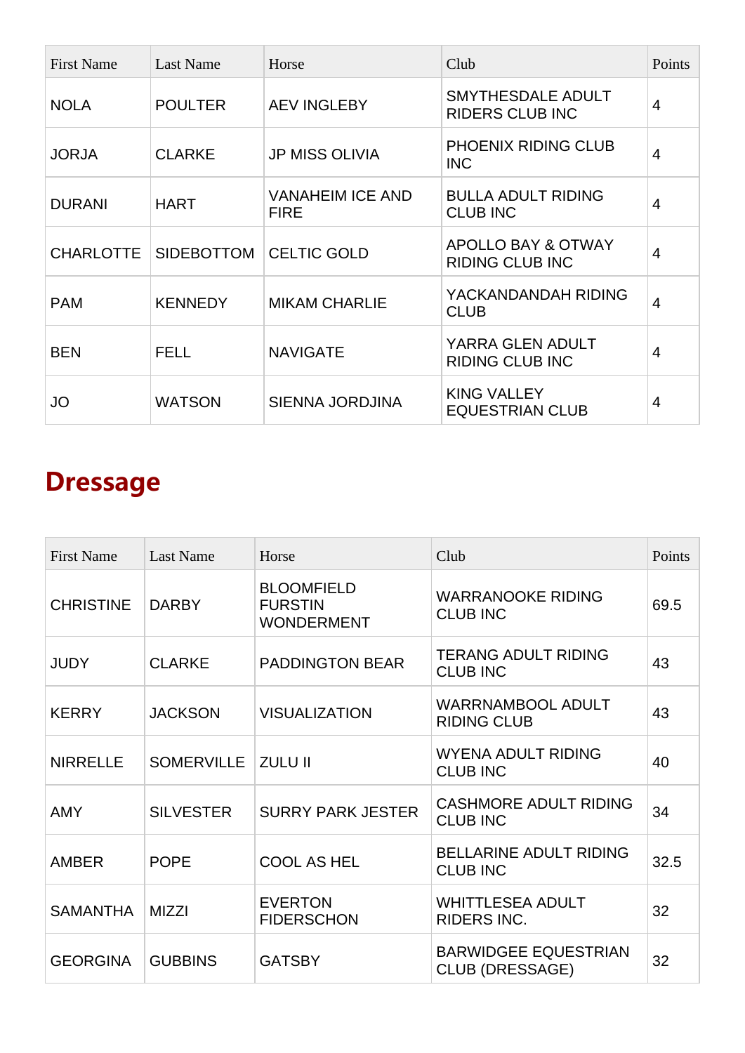| First Name | Last Name | Horse | Club | Points |
| --- | --- | --- | --- | --- |
| NOLA | POULTER | AEV INGLEBY | SMYTHESDALE ADULT RIDERS CLUB INC | 4 |
| JORJA | CLARKE | JP MISS OLIVIA | PHOENIX RIDING CLUB INC | 4 |
| DURANI | HART | VANAHEIM ICE AND FIRE | BULLA ADULT RIDING CLUB INC | 4 |
| CHARLOTTE | SIDEBOTTOM | CELTIC GOLD | APOLLO BAY & OTWAY RIDING CLUB INC | 4 |
| PAM | KENNEDY | MIKAM CHARLIE | YACKANDANDAH RIDING CLUB | 4 |
| BEN | FELL | NAVIGATE | YARRA GLEN ADULT RIDING CLUB INC | 4 |
| JO | WATSON | SIENNA JORDJINA | KING VALLEY EQUESTRIAN CLUB | 4 |

## Dressage

| First Name | Last Name | Horse | Club | Points |
| --- | --- | --- | --- | --- |
| CHRISTINE | DARBY | BLOOMFIELD FURSTIN WONDERMENT | WARRANOOKE RIDING CLUB INC | 69.5 |
| JUDY | CLARKE | PADDINGTON BEAR | TERANG ADULT RIDING CLUB INC | 43 |
| KERRY | JACKSON | VISUALIZATION | WARRNAMBOOL ADULT RIDING CLUB | 43 |
| NIRRELLE | SOMERVILLE | ZULU II | WYENA ADULT RIDING CLUB INC | 40 |
| AMY | SILVESTER | SURRY PARK JESTER | CASHMORE ADULT RIDING CLUB INC | 34 |
| AMBER | POPE | COOL AS HEL | BELLARINE ADULT RIDING CLUB INC | 32.5 |
| SAMANTHA | MIZZI | EVERTON FIDERSCHON | WHITTLESEA ADULT RIDERS INC. | 32 |
| GEORGINA | GUBBINS | GATSBY | BARWIDGEE EQUESTRIAN CLUB (DRESSAGE) | 32 |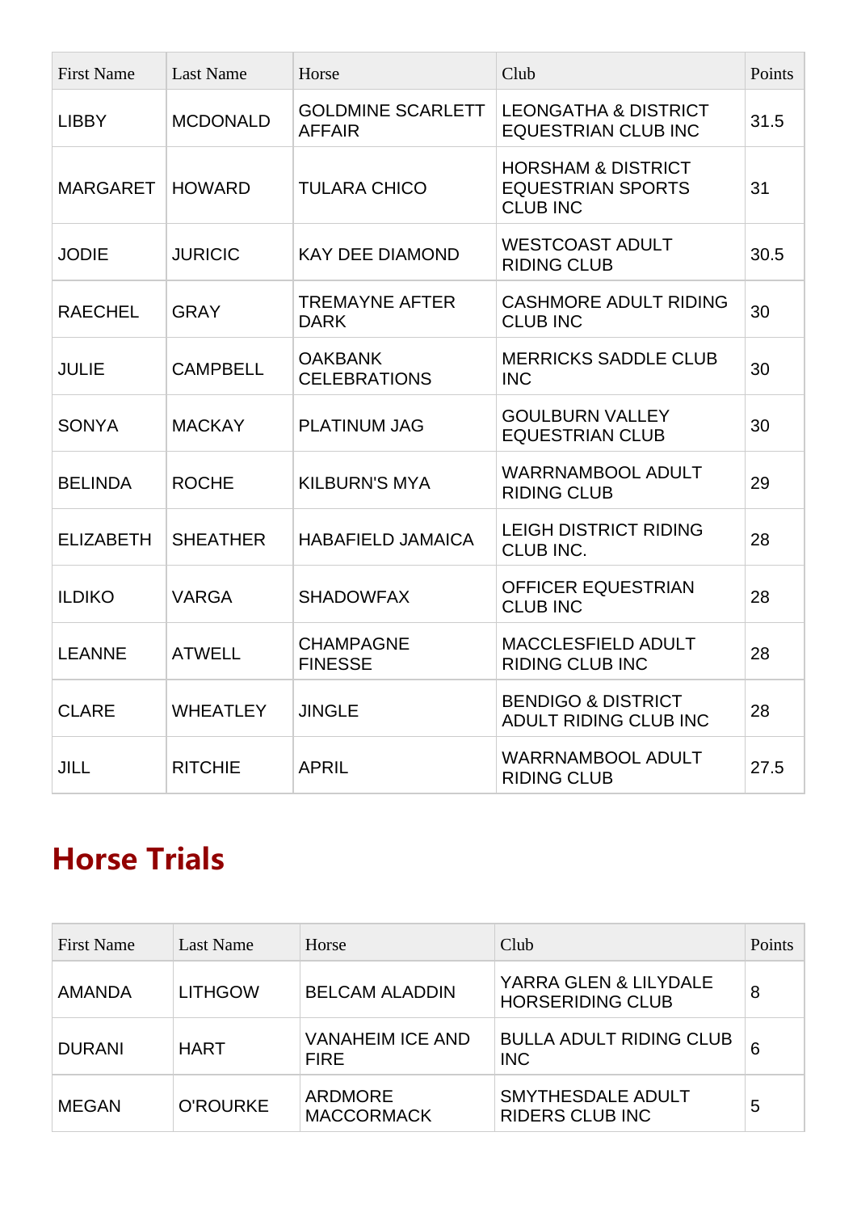| First Name | Last Name | Horse | Club | Points |
|---|---|---|---|---|
| LIBBY | MCDONALD | GOLDMINE SCARLETT AFFAIR | LEONGATHA & DISTRICT EQUESTRIAN CLUB INC | 31.5 |
| MARGARET | HOWARD | TULARA CHICO | HORSHAM & DISTRICT EQUESTRIAN SPORTS CLUB INC | 31 |
| JODIE | JURICIC | KAY DEE DIAMOND | WESTCOAST ADULT RIDING CLUB | 30.5 |
| RAECHEL | GRAY | TREMAYNE AFTER DARK | CASHMORE ADULT RIDING CLUB INC | 30 |
| JULIE | CAMPBELL | OAKBANK CELEBRATIONS | MERRICKS SADDLE CLUB INC | 30 |
| SONYA | MACKAY | PLATINUM JAG | GOULBURN VALLEY EQUESTRIAN CLUB | 30 |
| BELINDA | ROCHE | KILBURN'S MYA | WARRNAMBOOL ADULT RIDING CLUB | 29 |
| ELIZABETH | SHEATHER | HABAFIELD JAMAICA | LEIGH DISTRICT RIDING CLUB INC. | 28 |
| ILDIKO | VARGA | SHADOWFAX | OFFICER EQUESTRIAN CLUB INC | 28 |
| LEANNE | ATWELL | CHAMPAGNE FINESSE | MACCLESFIELD ADULT RIDING CLUB INC | 28 |
| CLARE | WHEATLEY | JINGLE | BENDIGO & DISTRICT ADULT RIDING CLUB INC | 28 |
| JILL | RITCHIE | APRIL | WARRNAMBOOL ADULT RIDING CLUB | 27.5 |

## Horse Trials

| First Name | Last Name | Horse | Club | Points |
|---|---|---|---|---|
| AMANDA | LITHGOW | BELCAM ALADDIN | YARRA GLEN & LILYDALE HORSERIDING CLUB | 8 |
| DURANI | HART | VANAHEIM ICE AND FIRE | BULLA ADULT RIDING CLUB INC | 6 |
| MEGAN | O'ROURKE | ARDMORE MACCORMACK | SMYTHESDALE ADULT RIDERS CLUB INC | 5 |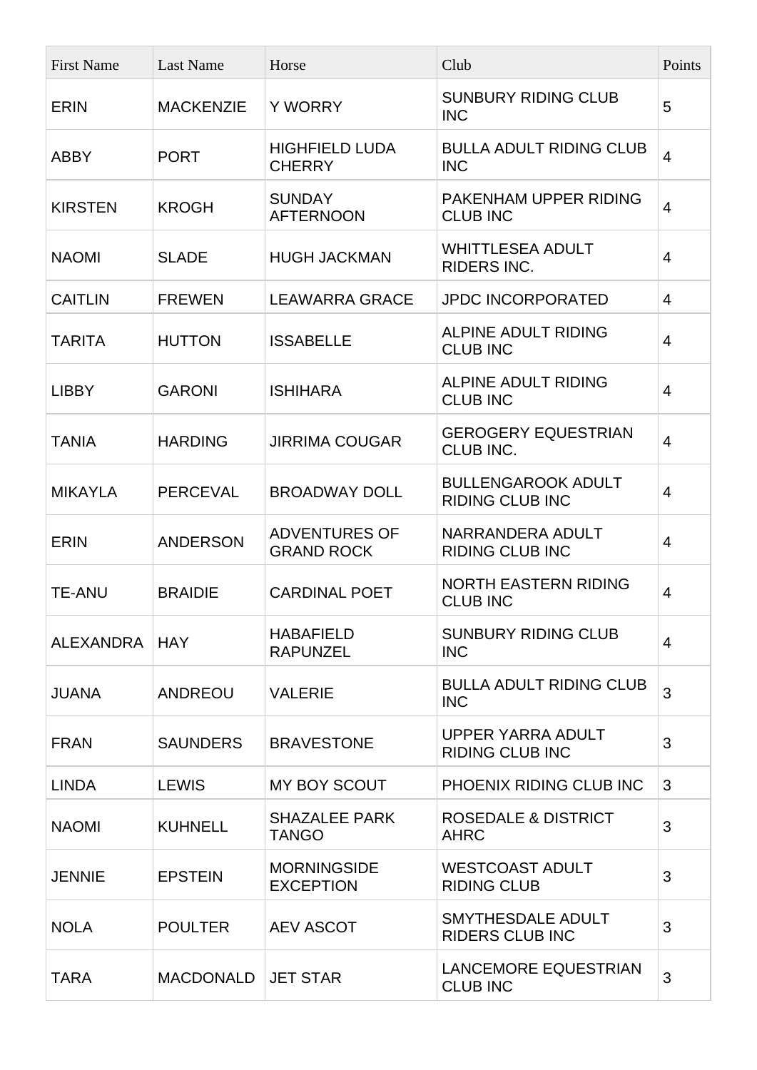| First Name | Last Name | Horse | Club | Points |
| --- | --- | --- | --- | --- |
| ERIN | MACKENZIE | Y WORRY | SUNBURY RIDING CLUB INC | 5 |
| ABBY | PORT | HIGHFIELD LUDA CHERRY | BULLA ADULT RIDING CLUB INC | 4 |
| KIRSTEN | KROGH | SUNDAY AFTERNOON | PAKENHAM UPPER RIDING CLUB INC | 4 |
| NAOMI | SLADE | HUGH JACKMAN | WHITTLESEA ADULT RIDERS INC. | 4 |
| CAITLIN | FREWEN | LEAWARRA GRACE | JPDC INCORPORATED | 4 |
| TARITA | HUTTON | ISSABELLE | ALPINE ADULT RIDING CLUB INC | 4 |
| LIBBY | GARONI | ISHIHARA | ALPINE ADULT RIDING CLUB INC | 4 |
| TANIA | HARDING | JIRRIMA COUGAR | GEROGERY EQUESTRIAN CLUB INC. | 4 |
| MIKAYLA | PERCEVAL | BROADWAY DOLL | BULLENGAROOK ADULT RIDING CLUB INC | 4 |
| ERIN | ANDERSON | ADVENTURES OF GRAND ROCK | NARRANDERA ADULT RIDING CLUB INC | 4 |
| TE-ANU | BRAIDIE | CARDINAL POET | NORTH EASTERN RIDING CLUB INC | 4 |
| ALEXANDRA | HAY | HABAFIELD RAPUNZEL | SUNBURY RIDING CLUB INC | 4 |
| JUANA | ANDREOU | VALERIE | BULLA ADULT RIDING CLUB INC | 3 |
| FRAN | SAUNDERS | BRAVESTONE | UPPER YARRA ADULT RIDING CLUB INC | 3 |
| LINDA | LEWIS | MY BOY SCOUT | PHOENIX RIDING CLUB INC | 3 |
| NAOMI | KUHNELL | SHAZALEE PARK TANGO | ROSEDALE & DISTRICT AHRC | 3 |
| JENNIE | EPSTEIN | MORNINGSIDE EXCEPTION | WESTCOAST ADULT RIDING CLUB | 3 |
| NOLA | POULTER | AEV ASCOT | SMYTHESDALE ADULT RIDERS CLUB INC | 3 |
| TARA | MACDONALD | JET STAR | LANCEMORE EQUESTRIAN CLUB INC | 3 |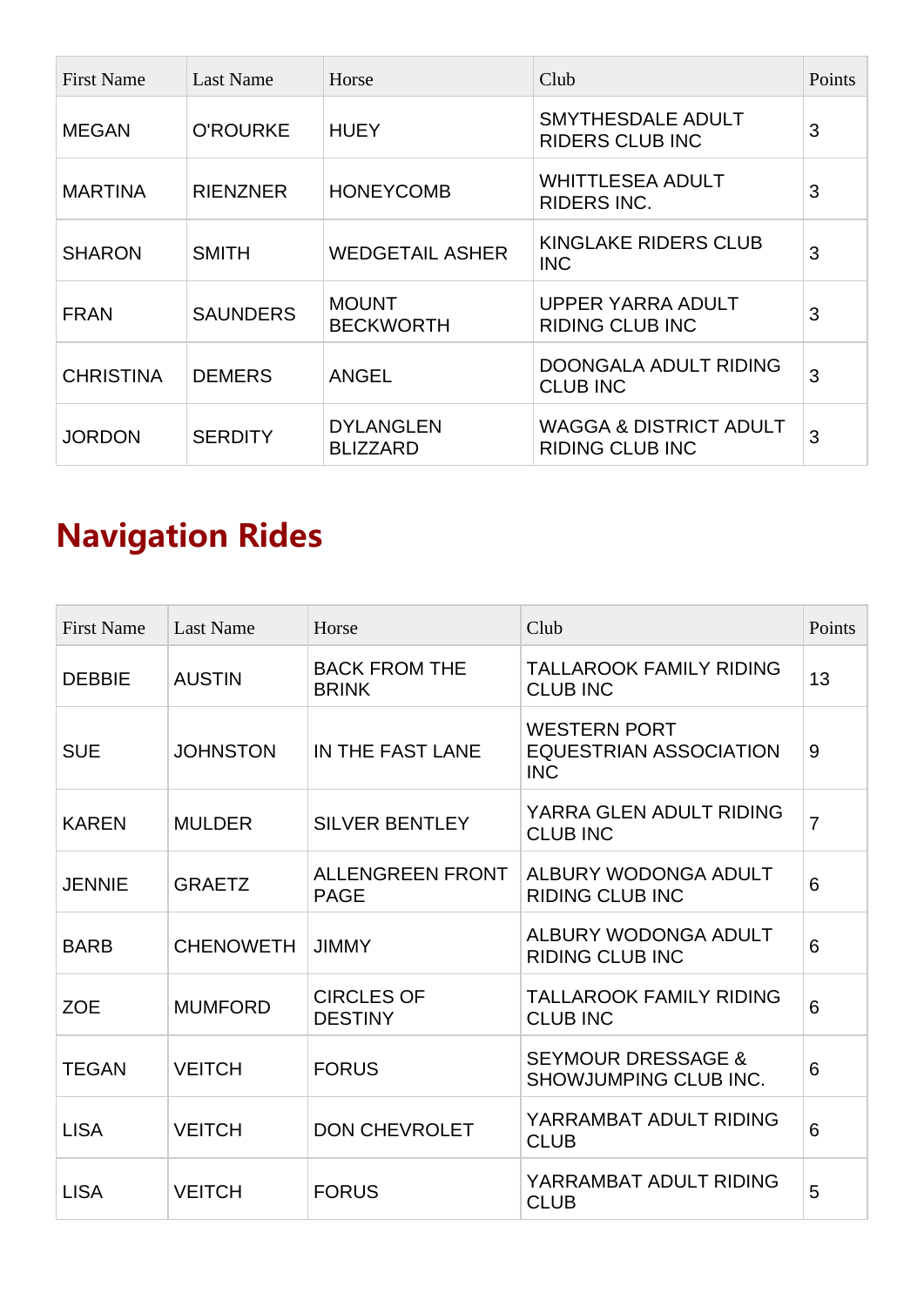| First Name | Last Name | Horse | Club | Points |
| --- | --- | --- | --- | --- |
| MEGAN | O'ROURKE | HUEY | SMYTHESDALE ADULT RIDERS CLUB INC | 3 |
| MARTINA | RIENZNER | HONEYCOMB | WHITTLESEA ADULT RIDERS INC. | 3 |
| SHARON | SMITH | WEDGETAIL ASHER | KINGLAKE RIDERS CLUB INC | 3 |
| FRAN | SAUNDERS | MOUNT BECKWORTH | UPPER YARRA ADULT RIDING CLUB INC | 3 |
| CHRISTINA | DEMERS | ANGEL | DOONGALA ADULT RIDING CLUB INC | 3 |
| JORDON | SERDITY | DYLANGLEN BLIZZARD | WAGGA & DISTRICT ADULT RIDING CLUB INC | 3 |

## Navigation Rides

| First Name | Last Name | Horse | Club | Points |
| --- | --- | --- | --- | --- |
| DEBBIE | AUSTIN | BACK FROM THE BRINK | TALLAROOK FAMILY RIDING CLUB INC | 13 |
| SUE | JOHNSTON | IN THE FAST LANE | WESTERN PORT EQUESTRIAN ASSOCIATION INC | 9 |
| KAREN | MULDER | SILVER BENTLEY | YARRA GLEN ADULT RIDING CLUB INC | 7 |
| JENNIE | GRAETZ | ALLENGREEN FRONT PAGE | ALBURY WODONGA ADULT RIDING CLUB INC | 6 |
| BARB | CHENOWETH | JIMMY | ALBURY WODONGA ADULT RIDING CLUB INC | 6 |
| ZOE | MUMFORD | CIRCLES OF DESTINY | TALLAROOK FAMILY RIDING CLUB INC | 6 |
| TEGAN | VEITCH | FORUS | SEYMOUR DRESSAGE & SHOWJUMPING CLUB INC. | 6 |
| LISA | VEITCH | DON CHEVROLET | YARRAMBAT ADULT RIDING CLUB | 6 |
| LISA | VEITCH | FORUS | YARRAMBAT ADULT RIDING CLUB | 5 |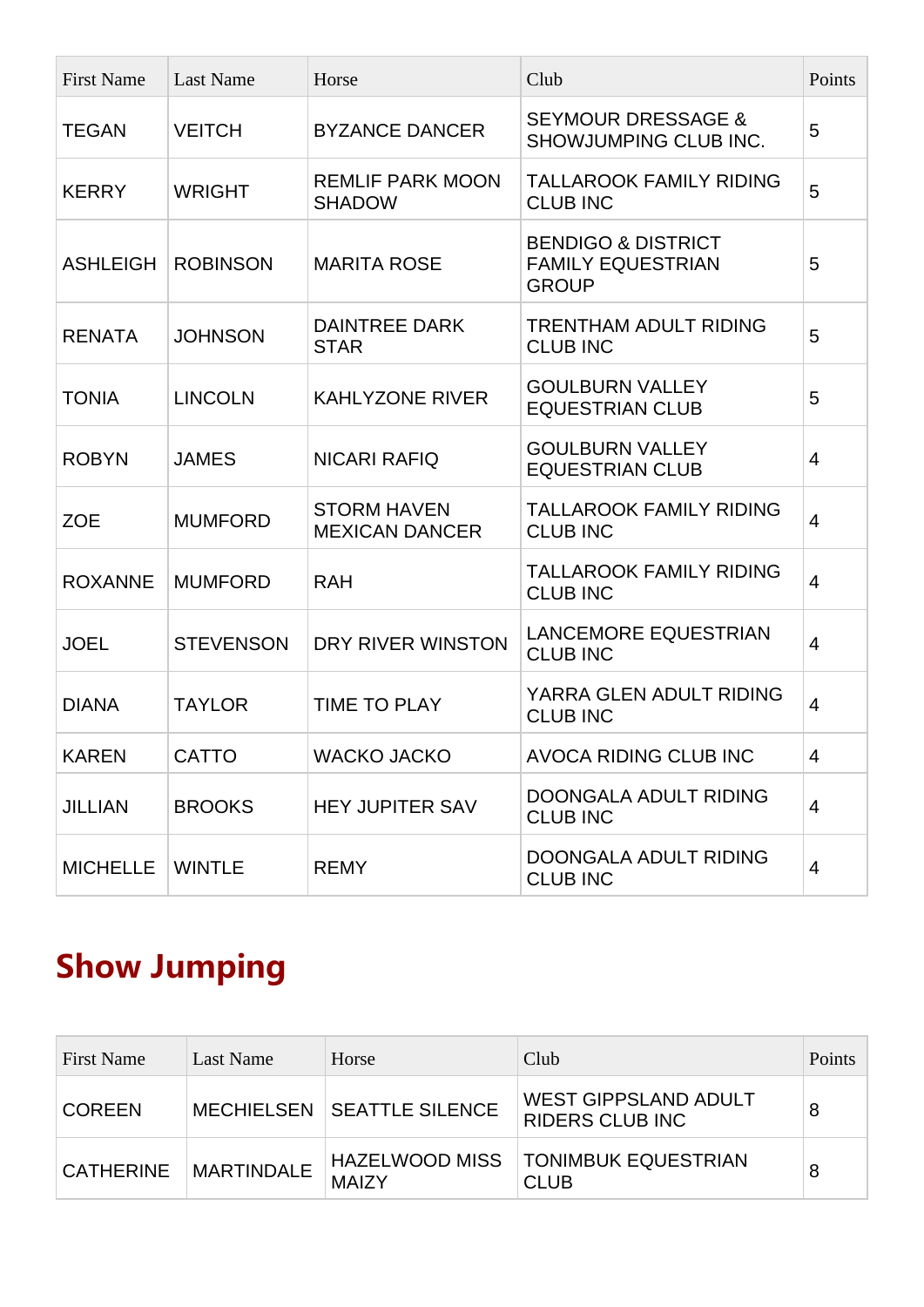| First Name | Last Name | Horse | Club | Points |
| --- | --- | --- | --- | --- |
| TEGAN | VEITCH | BYZANCE DANCER | SEYMOUR DRESSAGE & SHOWJUMPING CLUB INC. | 5 |
| KERRY | WRIGHT | REMLIF PARK MOON SHADOW | TALLAROOK FAMILY RIDING CLUB INC | 5 |
| ASHLEIGH | ROBINSON | MARITA ROSE | BENDIGO & DISTRICT FAMILY EQUESTRIAN GROUP | 5 |
| RENATA | JOHNSON | DAINTREE DARK STAR | TRENTHAM ADULT RIDING CLUB INC | 5 |
| TONIA | LINCOLN | KAHLYZONE RIVER | GOULBURN VALLEY EQUESTRIAN CLUB | 5 |
| ROBYN | JAMES | NICARI RAFIQ | GOULBURN VALLEY EQUESTRIAN CLUB | 4 |
| ZOE | MUMFORD | STORM HAVEN MEXICAN DANCER | TALLAROOK FAMILY RIDING CLUB INC | 4 |
| ROXANNE | MUMFORD | RAH | TALLAROOK FAMILY RIDING CLUB INC | 4 |
| JOEL | STEVENSON | DRY RIVER WINSTON | LANCEMORE EQUESTRIAN CLUB INC | 4 |
| DIANA | TAYLOR | TIME TO PLAY | YARRA GLEN ADULT RIDING CLUB INC | 4 |
| KAREN | CATTO | WACKO JACKO | AVOCA RIDING CLUB INC | 4 |
| JILLIAN | BROOKS | HEY JUPITER SAV | DOONGALA ADULT RIDING CLUB INC | 4 |
| MICHELLE | WINTLE | REMY | DOONGALA ADULT RIDING CLUB INC | 4 |

## Show Jumping

| First Name | Last Name | Horse | Club | Points |
| --- | --- | --- | --- | --- |
| COREEN | MECHIELSEN | SEATTLE SILENCE | WEST GIPPSLAND ADULT RIDERS CLUB INC | 8 |
| CATHERINE | MARTINDALE | HAZELWOOD MISS MAIZY | TONIMBUK EQUESTRIAN CLUB | 8 |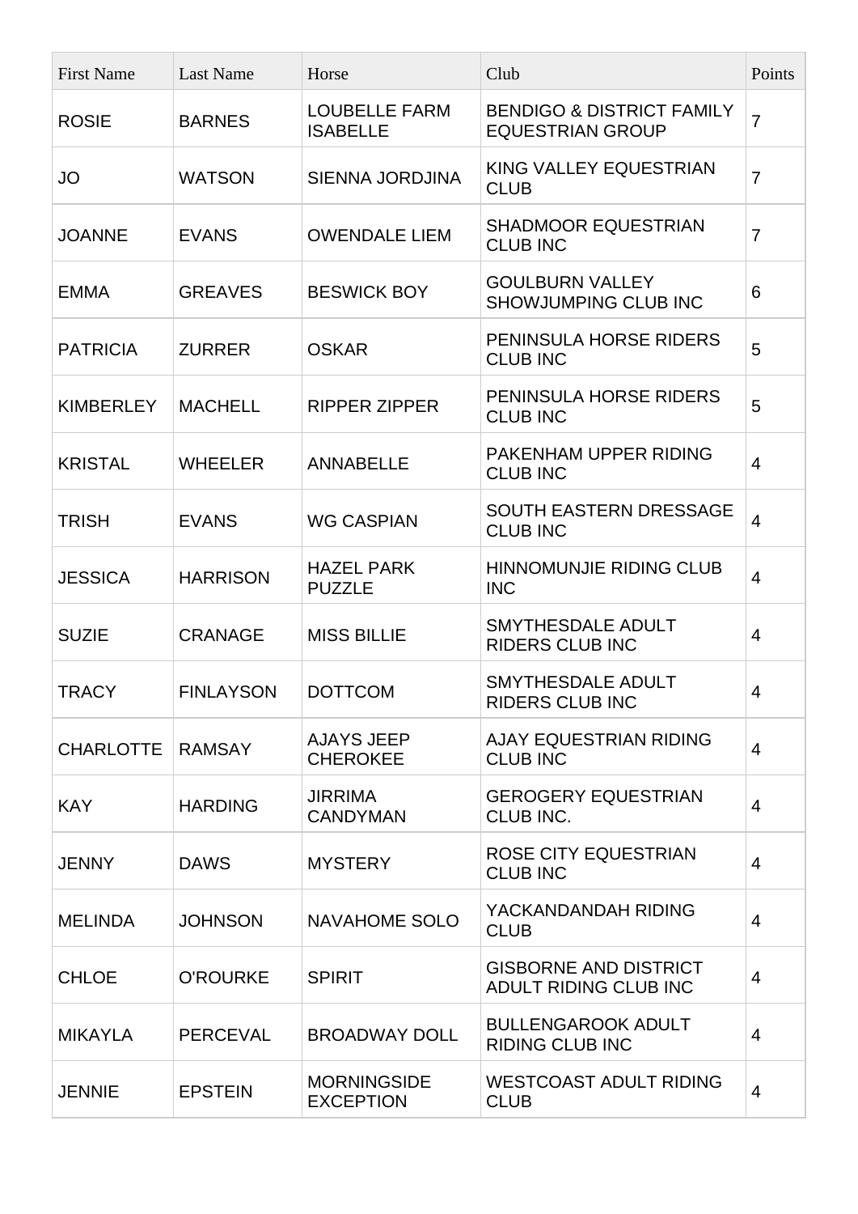| First Name | Last Name | Horse | Club | Points |
| --- | --- | --- | --- | --- |
| ROSIE | BARNES | LOUBELLE FARM ISABELLE | BENDIGO & DISTRICT FAMILY EQUESTRIAN GROUP | 7 |
| JO | WATSON | SIENNA JORDJINA | KING VALLEY EQUESTRIAN CLUB | 7 |
| JOANNE | EVANS | OWENDALE LIEM | SHADMOOR EQUESTRIAN CLUB INC | 7 |
| EMMA | GREAVES | BESWICK BOY | GOULBURN VALLEY SHOWJUMPING CLUB INC | 6 |
| PATRICIA | ZURRER | OSKAR | PENINSULA HORSE RIDERS CLUB INC | 5 |
| KIMBERLEY | MACHELL | RIPPER ZIPPER | PENINSULA HORSE RIDERS CLUB INC | 5 |
| KRISTAL | WHEELER | ANNABELLE | PAKENHAM UPPER RIDING CLUB INC | 4 |
| TRISH | EVANS | WG CASPIAN | SOUTH EASTERN DRESSAGE CLUB INC | 4 |
| JESSICA | HARRISON | HAZEL PARK PUZZLE | HINNOMUNJIE RIDING CLUB INC | 4 |
| SUZIE | CRANAGE | MISS BILLIE | SMYTHESDALE ADULT RIDERS CLUB INC | 4 |
| TRACY | FINLAYSON | DOTTCOM | SMYTHESDALE ADULT RIDERS CLUB INC | 4 |
| CHARLOTTE | RAMSAY | AJAYS JEEP CHEROKEE | AJAY EQUESTRIAN RIDING CLUB INC | 4 |
| KAY | HARDING | JIRRIMA CANDYMAN | GEROGERY EQUESTRIAN CLUB INC. | 4 |
| JENNY | DAWS | MYSTERY | ROSE CITY EQUESTRIAN CLUB INC | 4 |
| MELINDA | JOHNSON | NAVAHOME SOLO | YACKANDANDAH RIDING CLUB | 4 |
| CHLOE | O'ROURKE | SPIRIT | GISBORNE AND DISTRICT ADULT RIDING CLUB INC | 4 |
| MIKAYLA | PERCEVAL | BROADWAY DOLL | BULLENGAROOK ADULT RIDING CLUB INC | 4 |
| JENNIE | EPSTEIN | MORNINGSIDE EXCEPTION | WESTCOAST ADULT RIDING CLUB | 4 |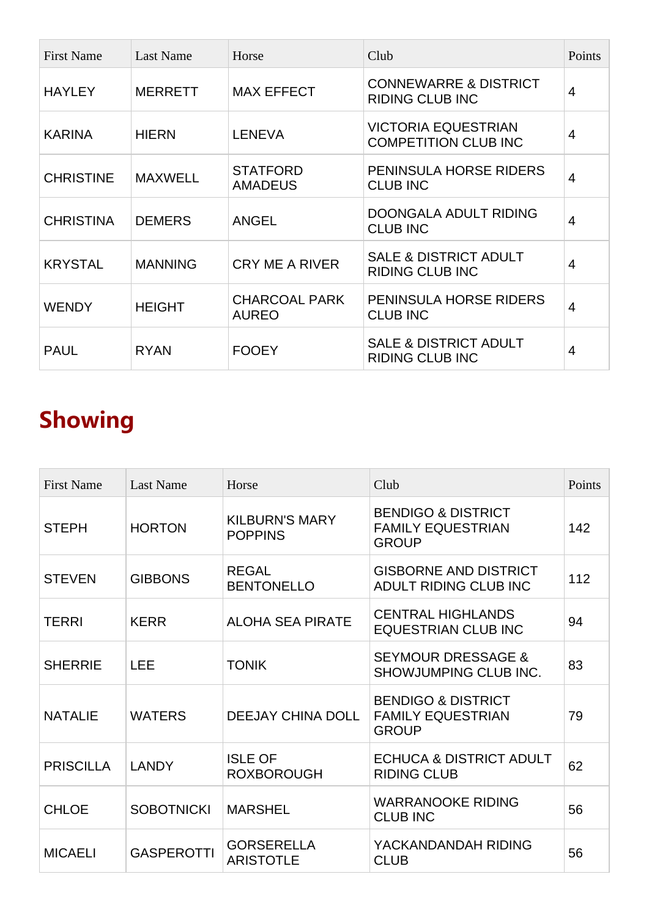| First Name | Last Name | Horse | Club | Points |
| --- | --- | --- | --- | --- |
| HAYLEY | MERRETT | MAX EFFECT | CONNEWARRE & DISTRICT RIDING CLUB INC | 4 |
| KARINA | HIERN | LENEVA | VICTORIA EQUESTRIAN COMPETITION CLUB INC | 4 |
| CHRISTINE | MAXWELL | STATFORD AMADEUS | PENINSULA HORSE RIDERS CLUB INC | 4 |
| CHRISTINA | DEMERS | ANGEL | DOONGALA ADULT RIDING CLUB INC | 4 |
| KRYSTAL | MANNING | CRY ME A RIVER | SALE & DISTRICT ADULT RIDING CLUB INC | 4 |
| WENDY | HEIGHT | CHARCOAL PARK AUREO | PENINSULA HORSE RIDERS CLUB INC | 4 |
| PAUL | RYAN | FOOEY | SALE & DISTRICT ADULT RIDING CLUB INC | 4 |

## Showing

| First Name | Last Name | Horse | Club | Points |
| --- | --- | --- | --- | --- |
| STEPH | HORTON | KILBURN'S MARY POPPINS | BENDIGO & DISTRICT FAMILY EQUESTRIAN GROUP | 142 |
| STEVEN | GIBBONS | REGAL BENTONELLO | GISBORNE AND DISTRICT ADULT RIDING CLUB INC | 112 |
| TERRI | KERR | ALOHA SEA PIRATE | CENTRAL HIGHLANDS EQUESTRIAN CLUB INC | 94 |
| SHERRIE | LEE | TONIK | SEYMOUR DRESSAGE & SHOWJUMPING CLUB INC. | 83 |
| NATALIE | WATERS | DEEJAY CHINA DOLL | BENDIGO & DISTRICT FAMILY EQUESTRIAN GROUP | 79 |
| PRISCILLA | LANDY | ISLE OF ROXBOROUGH | ECHUCA & DISTRICT ADULT RIDING CLUB | 62 |
| CHLOE | SOBOTNICKI | MARSHEL | WARRANOOKE RIDING CLUB INC | 56 |
| MICAELI | GASPEROTTI | GORSERELLA ARISTOTLE | YACKANDANDAH RIDING CLUB | 56 |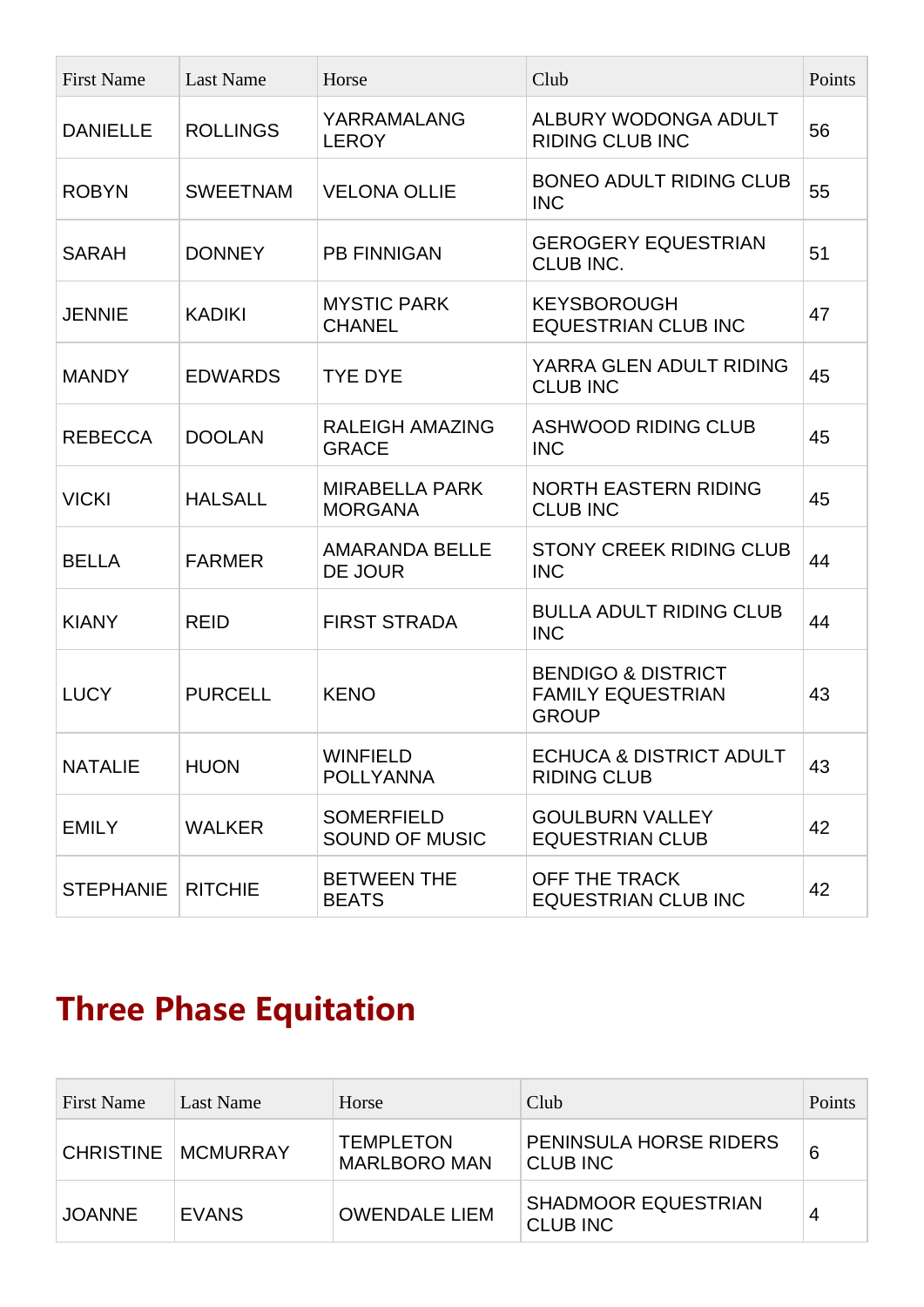| First Name | Last Name | Horse | Club | Points |
| --- | --- | --- | --- | --- |
| DANIELLE | ROLLINGS | YARRAMALANG LEROY | ALBURY WODONGA ADULT RIDING CLUB INC | 56 |
| ROBYN | SWEETNAM | VELONA OLLIE | BONEO ADULT RIDING CLUB INC | 55 |
| SARAH | DONNEY | PB FINNIGAN | GEROGERY EQUESTRIAN CLUB INC. | 51 |
| JENNIE | KADIKI | MYSTIC PARK CHANEL | KEYSBOROUGH EQUESTRIAN CLUB INC | 47 |
| MANDY | EDWARDS | TYE DYE | YARRA GLEN ADULT RIDING CLUB INC | 45 |
| REBECCA | DOOLAN | RALEIGH AMAZING GRACE | ASHWOOD RIDING CLUB INC | 45 |
| VICKI | HALSALL | MIRABELLA PARK MORGANA | NORTH EASTERN RIDING CLUB INC | 45 |
| BELLA | FARMER | AMARANDA BELLE DE JOUR | STONY CREEK RIDING CLUB INC | 44 |
| KIANY | REID | FIRST STRADA | BULLA ADULT RIDING CLUB INC | 44 |
| LUCY | PURCELL | KENO | BENDIGO & DISTRICT FAMILY EQUESTRIAN GROUP | 43 |
| NATALIE | HUON | WINFIELD POLLYANNA | ECHUCA & DISTRICT ADULT RIDING CLUB | 43 |
| EMILY | WALKER | SOMERFIELD SOUND OF MUSIC | GOULBURN VALLEY EQUESTRIAN CLUB | 42 |
| STEPHANIE | RITCHIE | BETWEEN THE BEATS | OFF THE TRACK EQUESTRIAN CLUB INC | 42 |

## Three Phase Equitation

| First Name | Last Name | Horse | Club | Points |
| --- | --- | --- | --- | --- |
| CHRISTINE | MCMURRAY | TEMPLETON MARLBORO MAN | PENINSULA HORSE RIDERS CLUB INC | 6 |
| JOANNE | EVANS | OWENDALE LIEM | SHADMOOR EQUESTRIAN CLUB INC | 4 |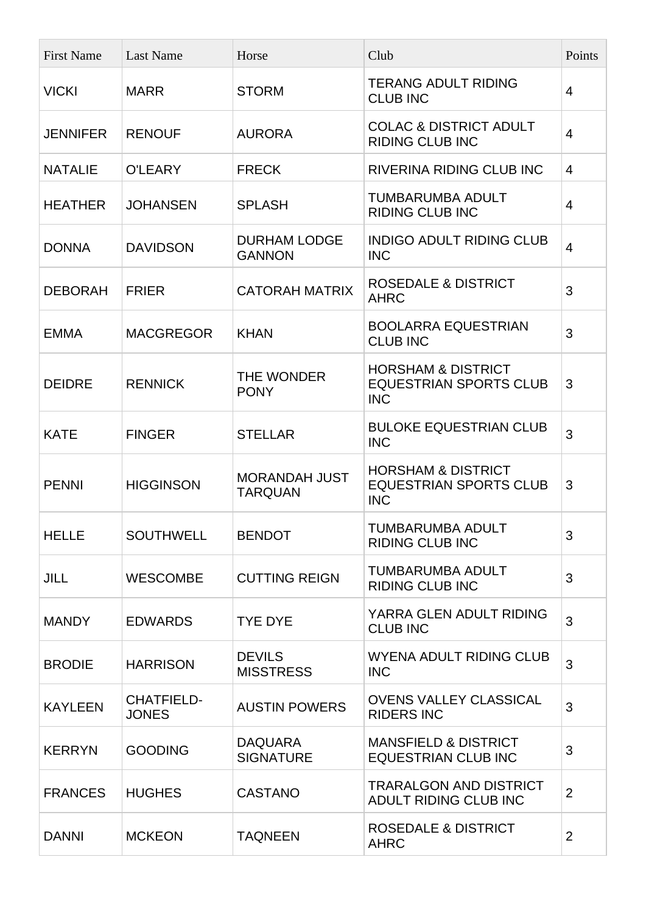| First Name | Last Name | Horse | Club | Points |
|---|---|---|---|---|
| VICKI | MARR | STORM | TERANG ADULT RIDING CLUB INC | 4 |
| JENNIFER | RENOUF | AURORA | COLAC & DISTRICT ADULT RIDING CLUB INC | 4 |
| NATALIE | O'LEARY | FRECK | RIVERINA RIDING CLUB INC | 4 |
| HEATHER | JOHANSEN | SPLASH | TUMBARUMBA ADULT RIDING CLUB INC | 4 |
| DONNA | DAVIDSON | DURHAM LODGE GANNON | INDIGO ADULT RIDING CLUB INC | 4 |
| DEBORAH | FRIER | CATORAH MATRIX | ROSEDALE & DISTRICT AHRC | 3 |
| EMMA | MACGREGOR | KHAN | BOOLARRA EQUESTRIAN CLUB INC | 3 |
| DEIDRE | RENNICK | THE WONDER PONY | HORSHAM & DISTRICT EQUESTRIAN SPORTS CLUB INC | 3 |
| KATE | FINGER | STELLAR | BULOKE EQUESTRIAN CLUB INC | 3 |
| PENNI | HIGGINSON | MORANDAH JUST TARQUAN | HORSHAM & DISTRICT EQUESTRIAN SPORTS CLUB INC | 3 |
| HELLE | SOUTHWELL | BENDOT | TUMBARUMBA ADULT RIDING CLUB INC | 3 |
| JILL | WESCOMBE | CUTTING REIGN | TUMBARUMBA ADULT RIDING CLUB INC | 3 |
| MANDY | EDWARDS | TYE DYE | YARRA GLEN ADULT RIDING CLUB INC | 3 |
| BRODIE | HARRISON | DEVILS MISSTRESS | WYENA ADULT RIDING CLUB INC | 3 |
| KAYLEEN | CHATFIELD-JONES | AUSTIN POWERS | OVENS VALLEY CLASSICAL RIDERS INC | 3 |
| KERRYN | GOODING | DAQUARA SIGNATURE | MANSFIELD & DISTRICT EQUESTRIAN CLUB INC | 3 |
| FRANCES | HUGHES | CASTANO | TRARALGON AND DISTRICT ADULT RIDING CLUB INC | 2 |
| DANNI | MCKEON | TAQNEEN | ROSEDALE & DISTRICT AHRC | 2 |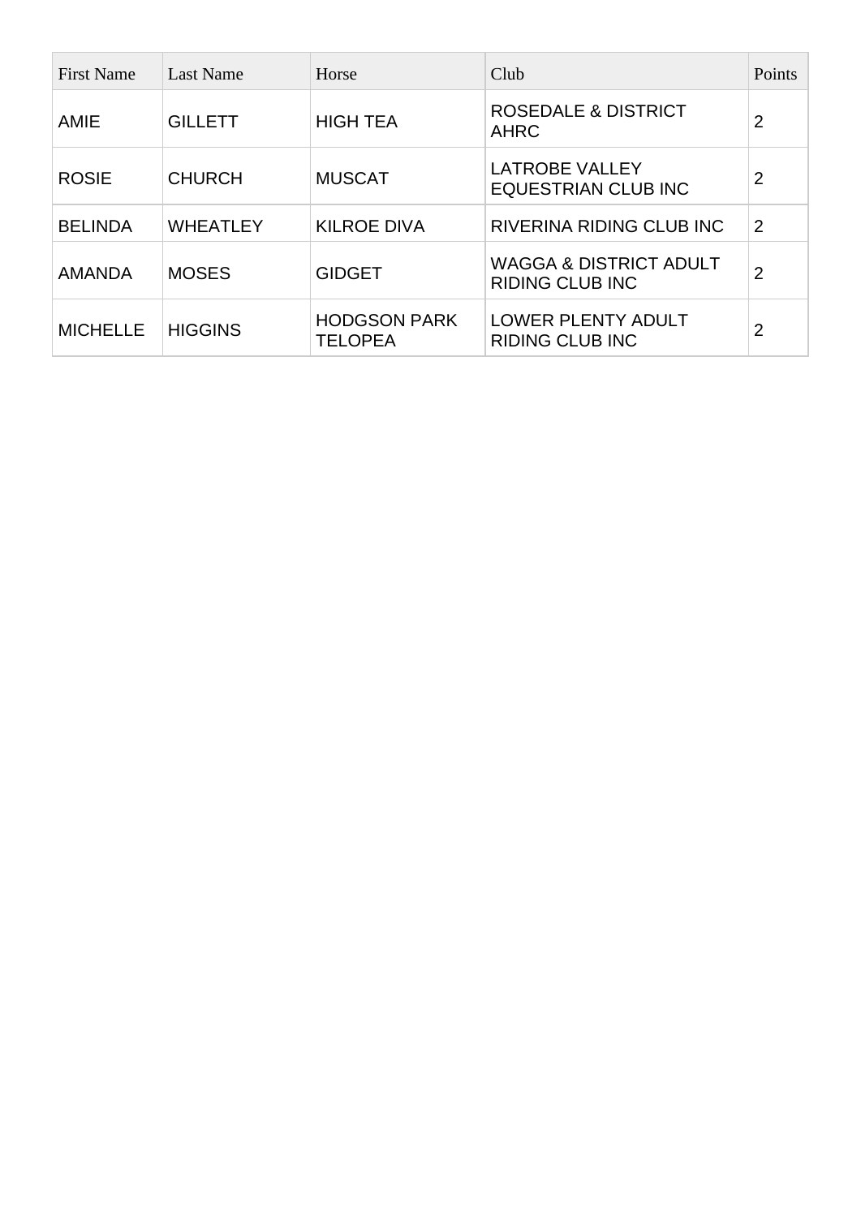| First Name | Last Name | Horse | Club | Points |
| --- | --- | --- | --- | --- |
| AMIE | GILLETT | HIGH TEA | ROSEDALE & DISTRICT AHRC | 2 |
| ROSIE | CHURCH | MUSCAT | LATROBE VALLEY EQUESTRIAN CLUB INC | 2 |
| BELINDA | WHEATLEY | KILROE DIVA | RIVERINA RIDING CLUB INC | 2 |
| AMANDA | MOSES | GIDGET | WAGGA & DISTRICT ADULT RIDING CLUB INC | 2 |
| MICHELLE | HIGGINS | HODGSON PARK TELOPEA | LOWER PLENTY ADULT RIDING CLUB INC | 2 |